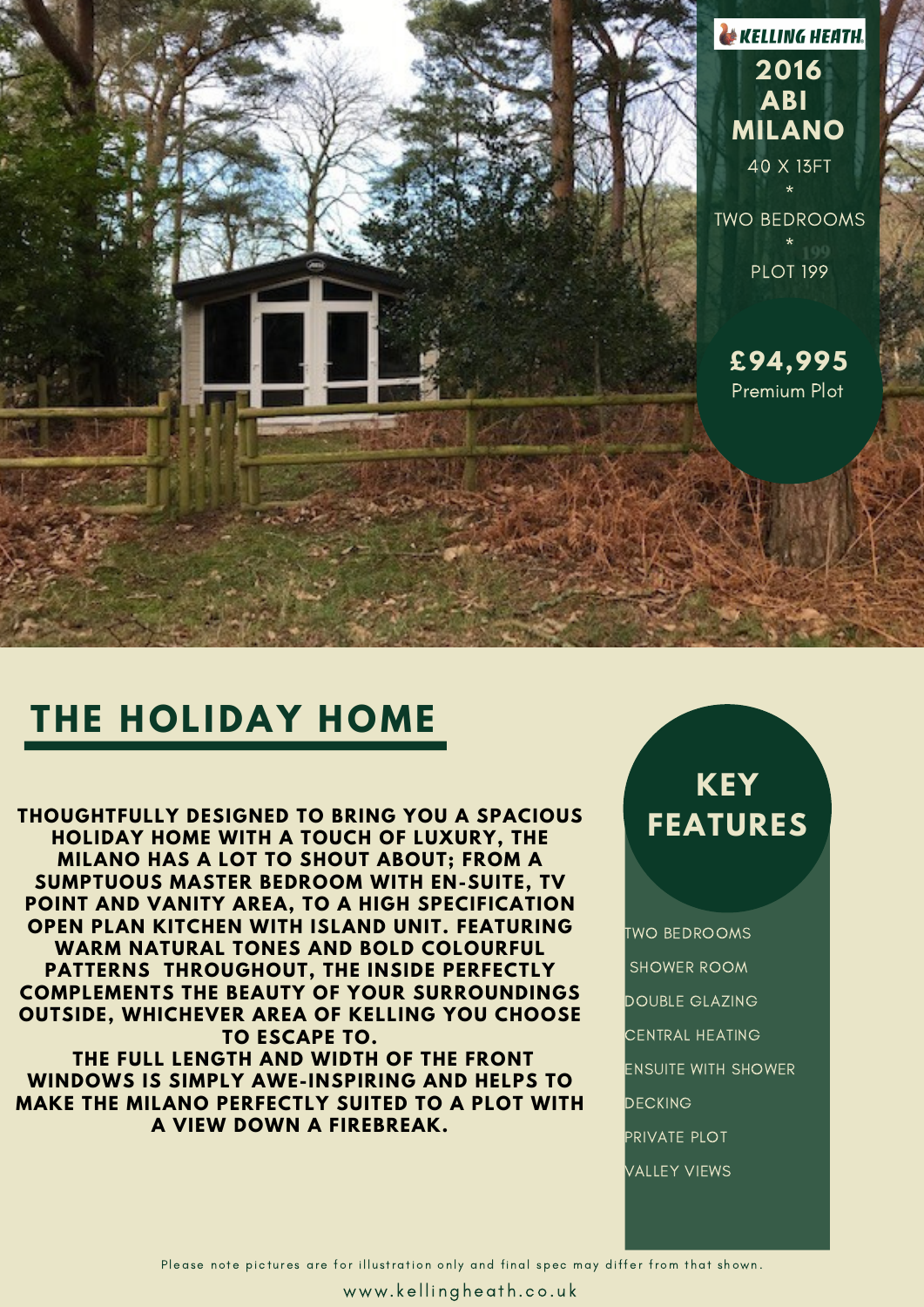KELLING HEATH

# 2016 ABI MILANO

40 X 13FT

*

TWO BEDROOMS

*

PLOT 199

**£94,995**

Premium Plot

## THE HOLIDAY HOME

**THOUGHTFULLY DESIGNED TO BRING YOU A SPACIOUS HOLIDAY HOME WITH A TOUCH OF LUXURY, THE MILANO HAS A LOT TO SHOUT ABOUT; FROM A SUMPTUOUS MASTER BEDROOM WITH EN-SUITE, TV POINT AND VANITY AREA, TO A HIGH SPECIFICATION OPEN PLAN KITCHEN WITH ISLAND UNIT. FEATURING WARM NATURAL TONES AND BOLD COLOURFUL PATTERNS THROUGHOUT, THE INSIDE PERFECTLY COMPLEMENTS THE BEAUTY OF YOUR SURROUNDINGS OUTSIDE, WHICHEVER AREA OF KELLING YOU CHOOSE TO ESCAPE TO.**

**THE FULL LENGTH AND WIDTH OF THE FRONT WINDOWS IS SIMPLY AWE-INSPIRING AND HELPS TO MAKE THE MILANO PERFECTLY SUITED TO A PLOT WITH A VIEW DOWN A FIREBREAK.**

## KEY FEATURES

- TWO BEDROOMS
- SHOWER ROOM
- DOUBLE GLAZING
- CENTRAL HEATING
- ENSUITE WITH SHOWER
- DECKING
- PRIVATE PLOT
- VALLEY VIEWS

Please note pictures are for illustration only and final spec may differ from that shown.

www.kellingheath.co.uk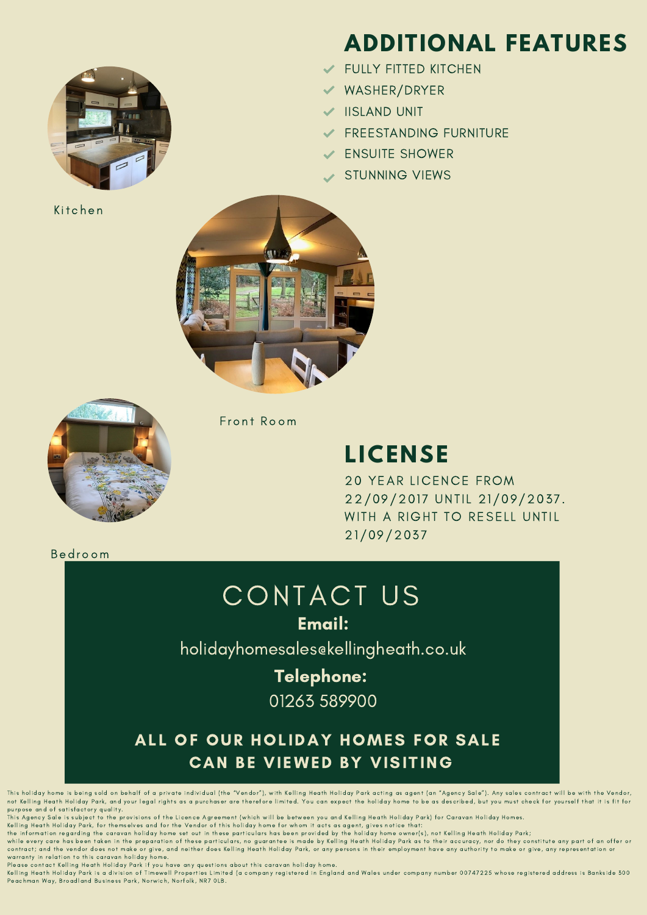## ADDITIONAL FEATURES

- FULLY FITTED KITCHEN
- WASHER/DRYER
- IISLAND UNIT
- FREESTANDING FURNITURE
- ENSUITE SHOWER
- STUNNING VIEWS

Kitchen

Front Room

Bedroom

## LICENSE

20 YEAR LICENCE FROM 22/09/2017 UNTIL 21/09/2037. WITH A RIGHT TO RESELL UNTIL 21/09/2037

## CONTACT US

**Email:**

holidayhomesales@kellingheath.co.uk

**Telephone:**

01263 589900

**ALL OF OUR HOLIDAY HOMES FOR SALE CAN BE VIEWED BY VISITING**

This holiday home is being sold on behalf of a private individual (the "Vendor"), with Kelling Heath Holiday Park acting as agent (an "Agency Sale"). Any sales contract will be with the Vendor, not Kelling Heath Holiday Park, and your legal rights as a purchaser are therefore limited. You can expect the holiday home to be as described, but you must check for yourself that it is fit for purpose and of satisfactory quality.
This Agency Sale is subject to the provisions of the Licence Agreement (which will be between you and Kelling Heath Holiday Park) for Caravan Holiday Homes.
Kelling Heath Holiday Park, for themselves and for the Vendor of this holiday home for whom it acts as agent, gives notice that:
the information regarding the caravan holiday home set out in these particulars has been provided by the holiday home owner(s), not Kelling Heath Holiday Park;
while every care has been taken in the preparation of these particulars, no guarantee is made by Kelling Heath Holiday Park as to their accuracy, nor do they constitute any part of an offer or contract; and the vendor does not make or give, and neither does Kelling Heath Holiday Park, or any persons in their employment have any authority to make or give, any representation or warranty in relation to this caravan holiday home.
Please contact Kelling Heath Holiday Park if you have any questions about this caravan holiday home.
Kelling Heath Holiday Park is a division of Timewell Properties Limited (a company registered in England and Wales under company number 00747225 whose registered address is Bankside 300 Peachman Way, Broadland Business Park, Norwich, Norfolk, NR7 0LB.